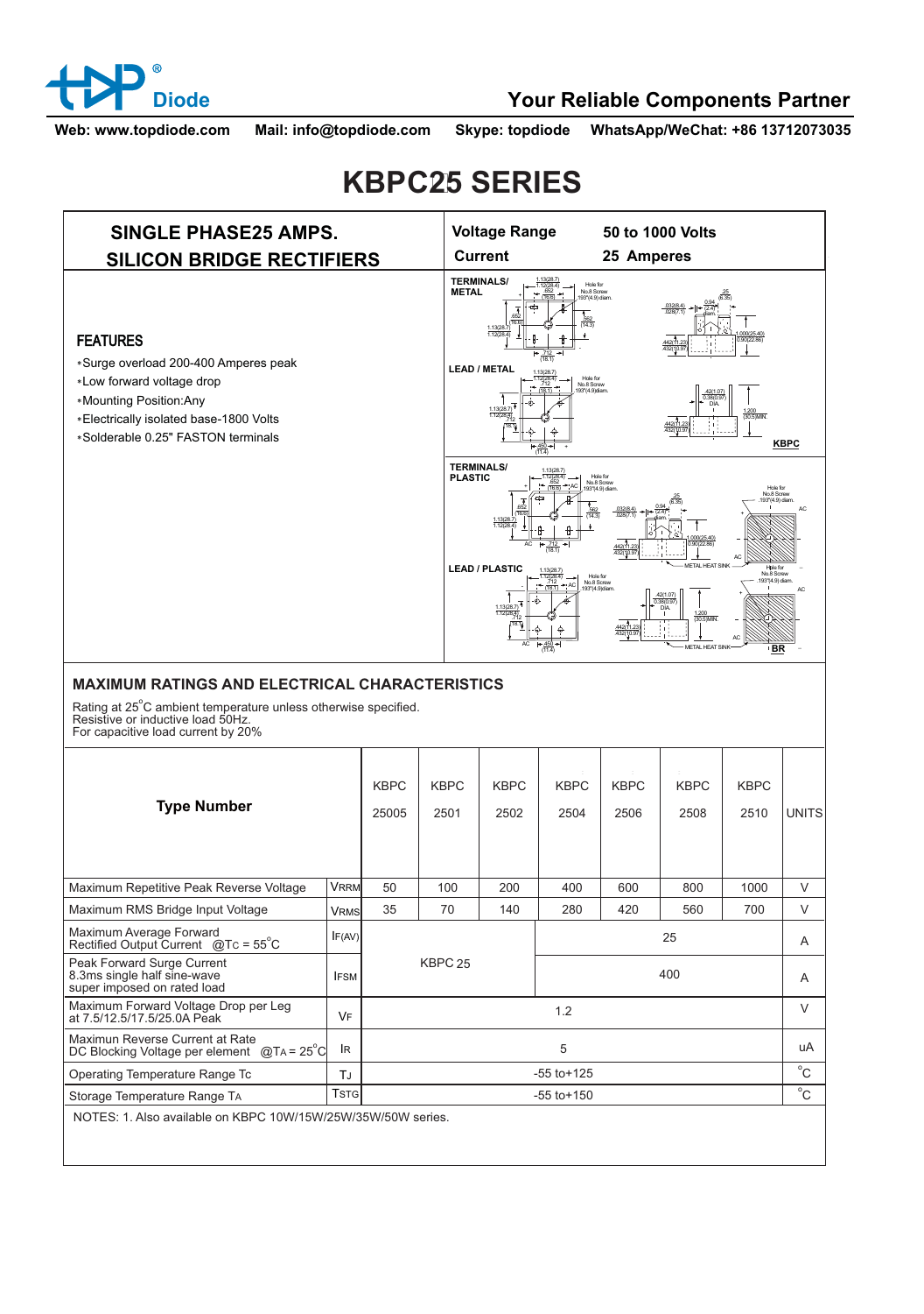Web: www.topdiode.com Mail: info@topdiode.com Skype: topdiode WhatsApp/WeChat: +86 13712073035

# KBPC25 SERIES

## SINGLE PHASE25 AMPS. SILICON BRIDGE RECTIFIERS

**Voltage Range** 50 to 1000 Volts
**Current** 25 Amperes

### FEATURES

- Surge overload 200-400 Amperes peak
- Low forward voltage drop
- Mounting Position:Any
- Electrically isolated base-1800 Volts
- Solderable 0.25" FASTON terminals

## MAXIMUM RATINGS AND ELECTRICAL CHARACTERISTICS

Rating at 25°C ambient temperature unless otherwise specified.
Resistive or inductive load 50Hz.
For capacitive load current by 20%

| Type Number | | KBPC 25005 | KBPC 2501 | KBPC 2502 | KBPC 2504 | KBPC 2506 | KBPC 2508 | KBPC 2510 | UNITS |
|---|---|---|---|---|---|---|---|---|---|
| Maximum Repetitive Peak Reverse Voltage | $V_{RRM}$ | 50 | 100 | 200 | 400 | 600 | 800 | 1000 | V |
| Maximum RMS Bridge Input Voltage | $V_{RMS}$ | 35 | 70 | 140 | 280 | 420 | 560 | 700 | V |
| Maximum Average Forward Rectified Output Current @$T_C$ = 55°C | $I_{F(AV)}$ | KBPC 25 | | | 25 | | | | A |
| Peak Forward Surge Current 8.3ms single half sine-wave super imposed on rated load | $I_{FSM}$ | | | | 400 | | | | A |
| Maximum Forward Voltage Drop per Leg at 7.5/12.5/17.5/25.0A Peak | $V_F$ | 1.2 | | | | | | | V |
| Maximun Reverse Current at Rate DC Blocking Voltage per element @$T_A$ = 25°C | $I_R$ | 5 | | | | | | | uA |
| Operating Temperature Range Tc | $T_J$ | -55 to+125 | | | | | | | °C |
| Storage Temperature Range TA | $T_{STG}$ | -55 to+150 | | | | | | | °C |

NOTES: 1. Also available on KBPC 10W/15W/25W/35W/50W series.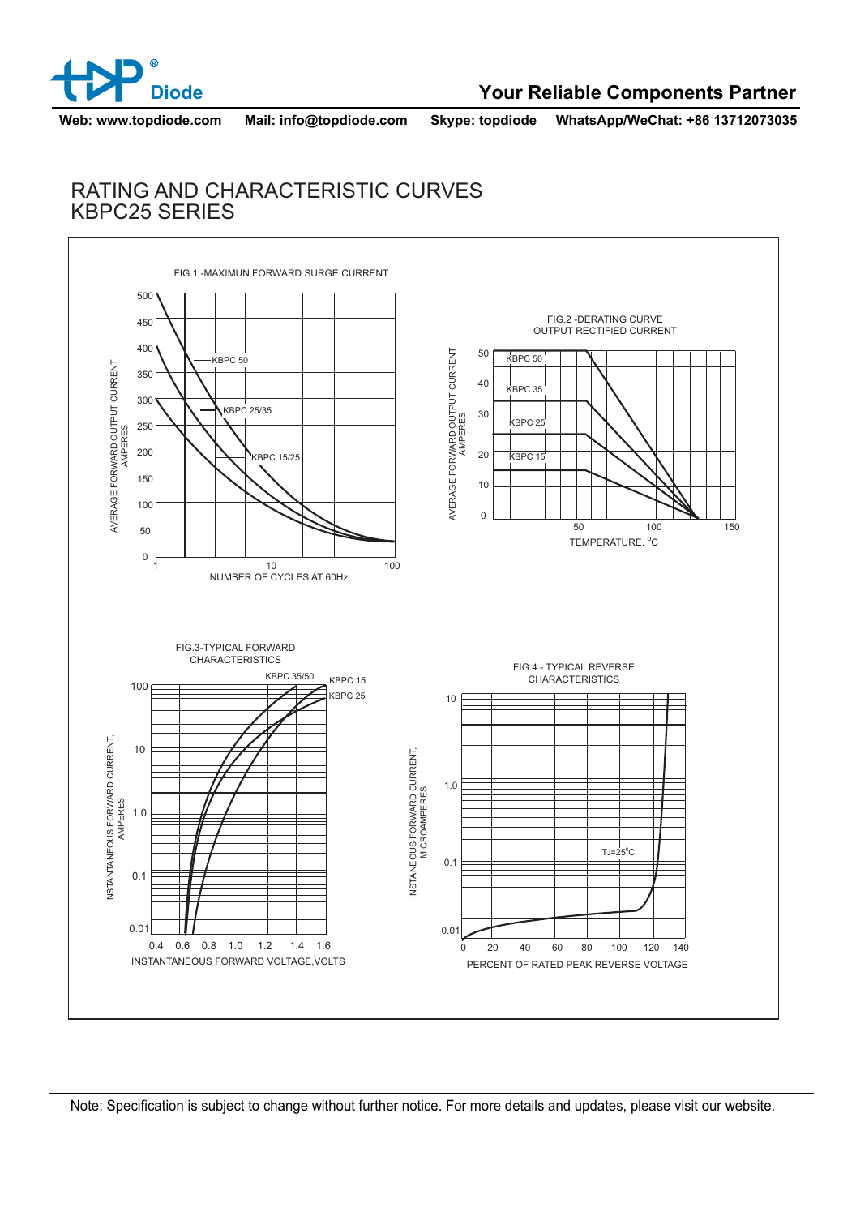# RATING AND CHARACTERISTIC CURVES
# KBPC25 SERIES

FIG.1 -MAXIMUN FORWARD SURGE CURRENT

AVERAGE FORWARD OUTPUT CURRENT AMPERES

500
450
400
350
300
250
200
150
100
50
0

KBPC 50
KBPC 25/35
KBPC 15/25

1
10
100

NUMBER OF CYCLES AT 60Hz

FIG.2 -DERATING CURVE
OUTPUT RECTIFIED CURRENT

AVERAGE FORWARD OUTPUT CURRENT AMPERES

50
40
30
20
10
0

KBPC 50
KBPC 35
KBPC 25
KBPC 15

50
100
150

TEMPERATURE. °C

FIG.3-TYPICAL FORWARD CHARACTERISTICS

INSTANTANEOUS FORWARD CURRENT, AMPERES

100
10
1.0
0.1
0.01

KBPC 35/50
KBPC 15
KBPC 25

0.4
0.6
0.8
1.0
1.2
1.4
1.6

INSTANTANEOUS FORWARD VOLTAGE,VOLTS

FIG.4 - TYPICAL REVERSE CHARACTERISTICS

INSTANEOUS FORWARD CURRENT, MICROAMPERES

10
1.0
0.1
0.01

TJ=25°C

0
20
40
60
80
100
120
140

PERCENT OF RATED PEAK REVERSE VOLTAGE

Note: Specification is subject to change without further notice. For more details and updates, please visit our website.